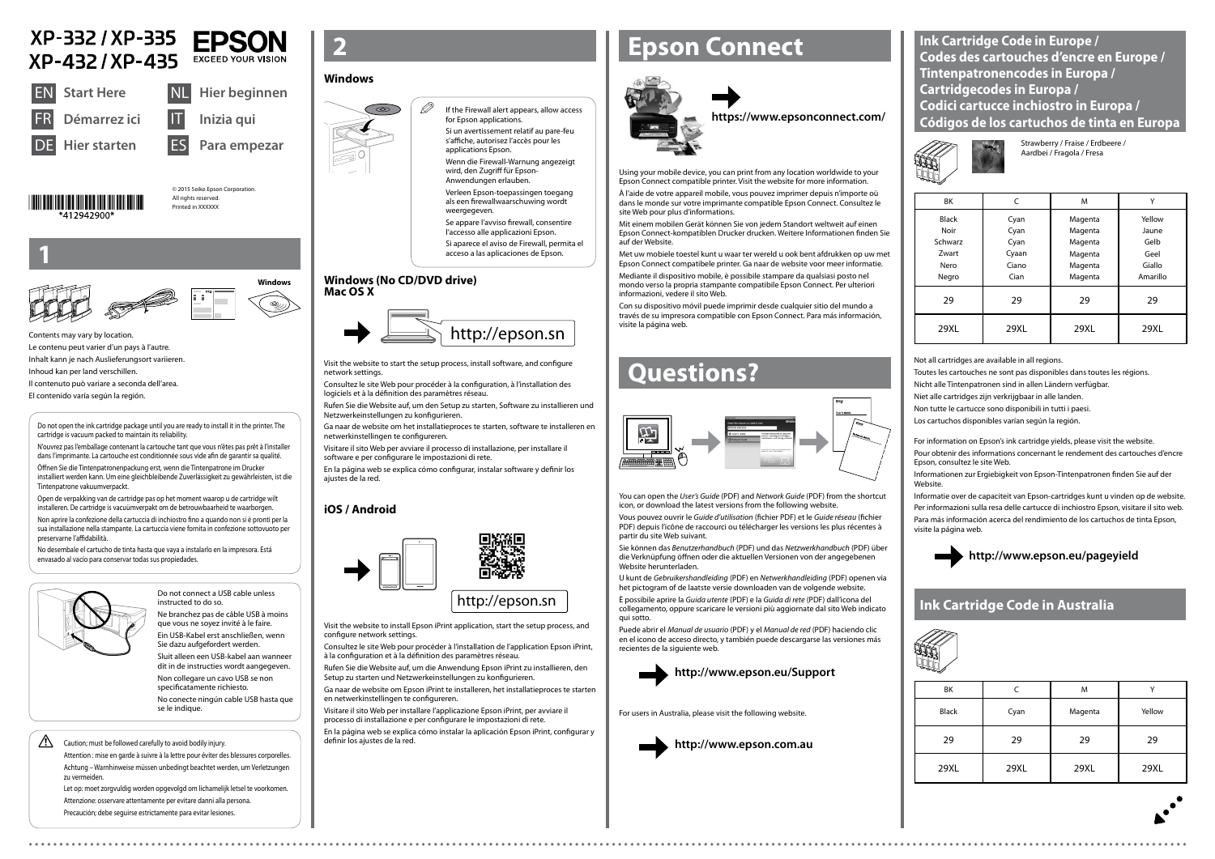# XP-332 / XP-335 XP-432 / XP-435

EPSON
EXCEED YOUR VISION

EN **Start Here**
FR **Démarrez ici**
DE **Hier starten**
NL **Hier beginnen**
IT **Inizia qui**
ES **Para empezar**

© 2015 Seiko Epson Corporation.
All rights reserved.
Printed in XXXXXX

*412942900*

## 1

Windows

Contents may vary by location.

Le contenu peut varier d'un pays à l'autre.

Inhalt kann je nach Auslieferungsort variieren.

Inhoud kan per land verschillen.

Il contenuto può variare a seconda dell'area.

El contenido varía según la región.

Do not open the ink cartridge package until you are ready to install it in the printer. The cartridge is vacuum packed to maintain its reliability.

N'ouvrez pas l'emballage contenant la cartouche tant que vous n'êtes pas prêt à l'installer dans l'imprimante. La cartouche est conditionnée sous vide afin de garantir sa qualité.

Öffnen Sie die Tintenpatronenpackung erst, wenn die Tintenpatrone im Drucker installiert werden kann. Um eine gleichbleibende Zuverlässigkeit zu gewährleisten, ist die Tintenpatrone vakuumverpackt.

Open de verpakking van de cartridge pas op het moment waarop u de cartridge wilt installeren. De cartridge is vacuümverpakt om de betrouwbaarheid te waarborgen.

Non aprire la confezione della cartuccia di inchiostro fino a quando non si è pronti per la sua installazione nella stampante. La cartuccia viene fornita in confezione sottovuoto per preservarne l'affidabilità.

No desembale el cartucho de tinta hasta que vaya a instalarlo en la impresora. Está envasado al vacío para conservar todas sus propiedades.

Do not connect a USB cable unless instructed to do so.

Ne branchez pas de câble USB à moins que vous ne soyez invité à le faire.

Ein USB-Kabel erst anschließen, wenn Sie dazu aufgefordert werden.

Sluit alleen een USB-kabel aan wanneer dit in de instructies wordt aangegeven.

Non collegare un cavo USB se non specificatamente richiesto.

No conecte ningún cable USB hasta que se le indique.

Caution; must be followed carefully to avoid bodily injury.

Attention : mise en garde à suivre à la lettre pour éviter des blessures corporelles.

Achtung – Warnhinweise müssen unbedingt beachtet werden, um Verletzungen zu vermeiden.

Let op: moet zorgvuldig worden opgevolgd om lichamelijk letsel te voorkomen.

Attenzione: osservare attentamente per evitare danni alla persona.

Precaución; debe seguirse estrictamente para evitar lesiones.

## 2

### Windows

If the Firewall alert appears, allow access for Epson applications.

Si un avertissement relatif au pare-feu s'affiche, autorisez l'accès pour les applications Epson.

Wenn die Firewall-Warnung angezeigt wird, den Zugriff für Epson-Anwendungen erlauben.

Verleen Epson-toepassingen toegang als een firewallwaarschuwing wordt weergegeven.

Se appare l'avviso firewall, consentire l'accesso alle applicazioni Epson.

Si aparece el aviso de Firewall, permita el acceso a las aplicaciones de Epson.

### Windows (No CD/DVD drive) Mac OS X

http://epson.sn

Visit the website to start the setup process, install software, and configure network settings.

Consultez le site Web pour procéder à la configuration, à l'installation des logiciels et à la définition des paramètres réseau.

Rufen Sie die Website auf, um den Setup zu starten, Software zu installieren und Netzwerkeinstellungen zu konfigurieren.

Ga naar de website om het installatieproces te starten, software te installeren en netwerkinstellingen te configureren.

Visitare il sito Web per avviare il processo di installazione, per installare il software e per configurare le impostazioni di rete.

En la página web se explica cómo configurar, instalar software y definir los ajustes de la red.

### iOS / Android

http://epson.sn

Visit the website to install Epson iPrint application, start the setup process, and configure network settings.

Consultez le site Web pour procéder à l'installation de l'application Epson iPrint, à la configuration et à la définition des paramètres réseau.

Rufen Sie die Website auf, um die Anwendung Epson iPrint zu installieren, den Setup zu starten und Netzwerkeinstellungen zu konfigurieren.

Ga naar de website om Epson iPrint te installeren, het installatieproces te starten en netwerkinstellingen te configureren.

Visitare il sito Web per installare l'applicazione Epson iPrint, per avviare il processo di installazione e per configurare le impostazioni di rete.

En la página web se explica cómo instalar la aplicación Epson iPrint, configurar y definir los ajustes de la red.

## Epson Connect

**https://www.epsonconnect.com/**

Using your mobile device, you can print from any location worldwide to your Epson Connect compatible printer. Visit the website for more information.

À l'aide de votre appareil mobile, vous pouvez imprimer depuis n'importe où dans le monde sur votre imprimante compatible Epson Connect. Consultez le site Web pour plus d'informations.

Mit einem mobilen Gerät können Sie von jedem Standort weltweit auf einen Epson Connect-kompatiblen Drucker drucken. Weitere Informationen finden Sie auf der Website.

Met uw mobiele toestel kunt u waar ter wereld u ook bent afdrukken op uw met Epson Connect compatibele printer. Ga naar de website voor meer informatie.

Mediante il dispositivo mobile, è possibile stampare da qualsiasi posto nel mondo verso la propria stampante compatibile Epson Connect. Per ulteriori informazioni, vedere il sito Web.

Con su dispositivo móvil puede imprimir desde cualquier sitio del mundo a través de su impresora compatible con Epson Connect. Para más información, visite la página web.

## Questions?

You can open the *User's Guide* (PDF) and *Network Guide* (PDF) from the shortcut icon, or download the latest versions from the following website.

Vous pouvez ouvrir le *Guide d'utilisation* (fichier PDF) et le *Guide réseau* (fichier PDF) depuis l'icône de raccourci ou télécharger les versions les plus récentes à partir du site Web suivant.

Sie können das *Benutzerhandbuch* (PDF) und das *Netzwerkhandbuch* (PDF) über die Verknüpfung öffnen oder die aktuellen Versionen von der angegebenen Website herunterladen.

U kunt de *Gebruikershandleiding* (PDF) en *Netwerkhandleiding* (PDF) openen via het pictogram of de laatste versie downloaden van de volgende website.

È possibile aprire la *Guida utente* (PDF) e la *Guida di rete* (PDF) dall'icona del collegamento, oppure scaricare le versioni più aggiornate dal sito Web indicato qui sotto.

Puede abrir el *Manual de usuario* (PDF) y el *Manual de red* (PDF) haciendo clic en el icono de acceso directo, y también puede descargarse las versiones más recientes de la siguiente web.

**http://www.epson.eu/Support**

For users in Australia, please visit the following website.

**http://www.epson.com.au**

## Ink Cartridge Code in Europe / Codes des cartouches d'encre en Europe / Tintenpatronencodes in Europa / Cartridgecodes in Europa / Codici cartucce inchiostro in Europa / Códigos de los cartuchos de tinta en Europa

Strawberry / Fraise / Erdbeere / Aardbei / Fragola / Fresa

| BK | C | M | Y |
|---|---|---|---|
| Black<br>Noir<br>Schwarz<br>Zwart<br>Nero<br>Negro | Cyan<br>Cyan<br>Cyan<br>Cyaan<br>Ciano<br>Cian | Magenta<br>Magenta<br>Magenta<br>Magenta<br>Magenta<br>Magenta | Yellow<br>Jaune<br>Gelb<br>Geel<br>Giallo<br>Amarillo |
| 29 | 29 | 29 | 29 |
| 29XL | 29XL | 29XL | 29XL |

Not all cartridges are available in all regions.

Toutes les cartouches ne sont pas disponibles dans toutes les régions.

Nicht alle Tintenpatronen sind in allen Ländern verfügbar.

Niet alle cartridges zijn verkrijgbaar in alle landen.

Non tutte le cartucce sono disponibili in tutti i paesi.

Los cartuchos disponibles varían según la región.

For information on Epson's ink cartridge yields, please visit the website.

Pour obtenir des informations concernant le rendement des cartouches d'encre Epson, consultez le site Web.

Informationen zur Ergiebigkeit von Epson-Tintenpatronen finden Sie auf der Website.

Informatie over de capaciteit van Epson-cartridges kunt u vinden op de website.

Per informazioni sulla resa delle cartucce di inchiostro Epson, visitare il sito web.

Para más información acerca del rendimiento de los cartuchos de tinta Epson, visite la página web.

**http://www.epson.eu/pageyield**

## Ink Cartridge Code in Australia

| BK | C | M | Y |
|---|---|---|---|
| Black | Cyan | Magenta | Yellow |
| 29 | 29 | 29 | 29 |
| 29XL | 29XL | 29XL | 29XL |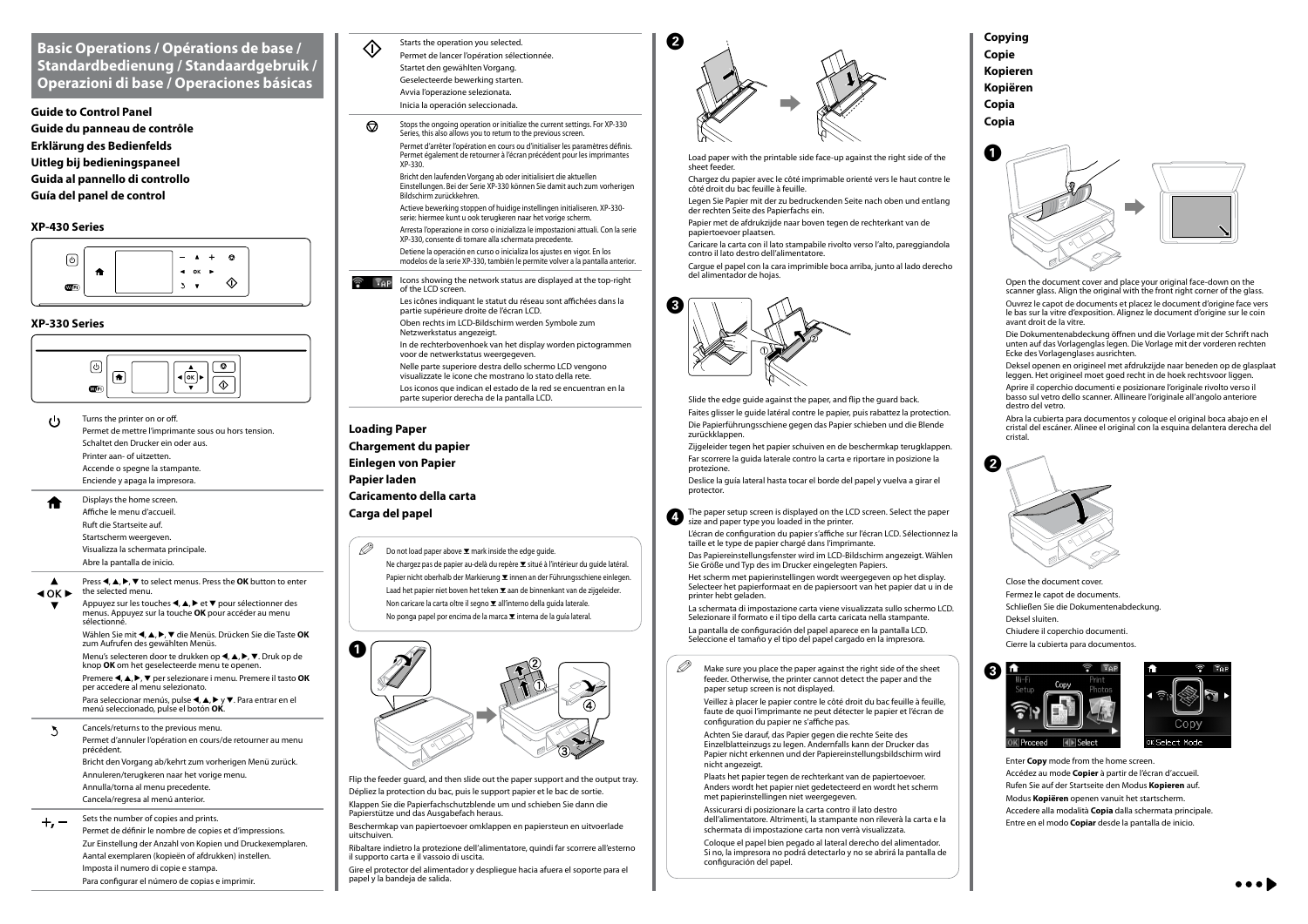# Basic Operations / Opérations de base / Standardbedienung / Standaardgebruik / Operazioni di base / Operaciones básicas

## Guide to Control Panel
## Guide du panneau de contrôle
## Erklärung des Bedienfelds
## Uitleg bij bedieningspaneel
## Guida al pannello di controllo
## Guía del panel de control

### XP-430 Series

### XP-330 Series

| | |
|---|---|
| ⏻ | Turns the printer on or off.<br>Permet de mettre l'imprimante sous ou hors tension.<br>Schaltet den Drucker ein oder aus.<br>Printer aan- of uitzetten.<br>Accende o spegne la stampante.<br>Enciende y apaga la impresora. |
| 🏠 | Displays the home screen.<br>Affiche le menu d'accueil.<br>Ruft die Startseite auf.<br>Startscherm weergeven.<br>Visualizza la schermata principale.<br>Abre la pantalla de inicio. |
| ▲ ◄ OK ► ▼ | Press ◄, ▲, ►, ▼ to select menus. Press the **OK** button to enter the selected menu.<br>Appuyez sur les touches ◄, ▲, ► et ▼ pour sélectionner des menus. Appuyez sur la touche **OK** pour accéder au menu sélectionné.<br>Wählen Sie mit ◄, ▲, ►, ▼ die Menüs. Drücken Sie die Taste **OK** zum Aufrufen des gewählten Menüs.<br>Menu's selecteren door te drukken op ◄, ▲, ►, ▼. Druk op de knop **OK** om het geselecteerde menu te openen.<br>Premere ◄, ▲, ►, ▼ per selezionare i menu. Premere il tasto **OK** per accedere al menu selezionato.<br>Para seleccionar menús, pulse ◄, ▲, ► y ▼. Para entrar en el menú seleccionado, pulse el botón **OK**. |
| ↶ | Cancels/returns to the previous menu.<br>Permet d'annuler l'opération en cours/de retourner au menu précédent.<br>Bricht den Vorgang ab/kehrt zum vorherigen Menü zurück.<br>Annuleren/terugkeren naar het vorige menu.<br>Annulla/torna al menu precedente.<br>Cancela/regresa al menú anterior. |
| +, − | Sets the number of copies and prints.<br>Permet de définir le nombre de copies et d'impressions.<br>Zur Einstellung der Anzahl von Kopien und Druckexemplaren.<br>Aantal exemplaren (kopieën of afdrukken) instellen.<br>Imposta il numero di copie e stampa.<br>Para configurar el número de copias e imprimir. |
| ◇ | Starts the operation you selected.<br>Permet de lancer l'opération sélectionnée.<br>Startet den gewählten Vorgang.<br>Geselecteerde bewerking starten.<br>Avvia l'operazione selezionata.<br>Inicia la operación seleccionada. |
| ⊘ | Stops the ongoing operation or initialize the current settings. For XP-330 Series, this also allows you to return to the previous screen.<br>Permet d'arrêter l'opération en cours ou d'initialiser les paramètres définis. Permet également de retourner à l'écran précédent pour les imprimantes XP-330.<br>Bricht den laufenden Vorgang ab oder initialisiert die aktuellen Einstellungen. Bei der Serie XP-330 können Sie damit auch zum vorherigen Bildschirm zurückkehren.<br>Actieve bewerking stoppen of huidige instellingen initialiseren. XP-330-serie: hiermee kunt u ook terugkeren naar het vorige scherm.<br>Arresta l'operazione in corso o inizializza le impostazioni attuali. Con la serie XP-330, consente di tornare alla schermata precedente.<br>Detiene la operación en curso o inicializa los ajustes en vigor. En los modelos de la serie XP-330, también le permite volver a la pantalla anterior. |
| (network icons) | Icons showing the network status are displayed at the top-right of the LCD screen.<br>Les icônes indiquant le statut du réseau sont affichées dans la partie supérieure droite de l'écran LCD.<br>Oben rechts im LCD-Bildschirm werden Symbole zum Netzwerkstatus angezeigt.<br>In de rechterbovenhoek van het display worden pictogrammen voor de netwerkstatus weergegeven.<br>Nelle parte superiore destra dello schermo LCD vengono visualizzate le icone che mostrano lo stato della rete.<br>Los iconos que indican el estado de la red se encuentran en la parte superior derecha de la pantalla LCD. |

## Loading Paper
## Chargement du papier
## Einlegen von Papier
## Papier laden
## Caricamento della carta
## Carga del papel

Do not load paper above ▼ mark inside the edge guide.
Ne chargez pas de papier au-delà du repère ▼ situé à l'intérieur du guide latéral.
Papier nicht oberhalb der Markierung ▼ innen an der Führungsschiene einlegen.
Laad het papier niet boven het teken ▼ aan de binnenkant van de zijgeleider.
Non caricare la carta oltre il segno ▼ all'interno della guida laterale.
No ponga papel por encima de la marca ▼ interna de la guía lateral.

**1**

Flip the feeder guard, and then slide out the paper support and the output tray.
Dépliez la protection du bac, puis le support papier et le bac de sortie.
Klappen Sie die Papierfachschutzblende um und schieben Sie dann die Papierstütze und das Ausgabefach heraus.
Beschermkap van papiertoevoer omklappen en papiersteun en uitvoerlade uitschuiven.
Ribaltare indietro la protezione dell'alimentatore, quindi far scorrere all'esterno il supporto carta e il vassoio di uscita.
Gire el protector del alimentador y despliegue hacia afuera el soporte para el papel y la bandeja de salida.

**2**

Load paper with the printable side face-up against the right side of the sheet feeder.
Chargez du papier avec le côté imprimable orienté vers le haut contre le côté droit du bac feuille à feuille.
Legen Sie Papier mit der zu bedruckenden Seite nach oben und entlang der rechten Seite des Papierfachs ein.
Papier met de afdrukzijde naar boven tegen de rechterkant van de papiertoevoer plaatsen.
Caricare la carta con il lato stampabile rivolto verso l'alto, pareggiandola contro il lato destro dell'alimentatore.
Cargue el papel con la cara imprimible boca arriba, junto al lado derecho del alimentador de hojas.

**3**

Slide the edge guide against the paper, and flip the guard back.
Faites glisser le guide latéral contre le papier, puis rabattez la protection.
Die Papierführungsschiene gegen das Papier schieben und die Blende zurückklappen.
Zijgeleider tegen het papier schuiven en de beschermkap terugklappen.
Far scorrere la guida laterale contro la carta e riportare in posizione la protezione.
Deslice la guía lateral hasta tocar el borde del papel y vuelva a girar el protector.

**4** The paper setup screen is displayed on the LCD screen. Select the paper size and paper type you loaded in the printer.
L'écran de configuration du papier s'affiche sur l'écran LCD. Sélectionnez la taille et le type de papier chargé dans l'imprimante.
Das Papiereinstellungsfenster wird im LCD-Bildschirm angezeigt. Wählen Sie Größe und Typ des im Drucker eingelegten Papiers.
Het scherm met papierinstellingen wordt weergegeven op het display. Selecteer het papierformaat en de papiersoort van het papier dat u in de printer hebt geladen.
La schermata di impostazione carta viene visualizzata sullo schermo LCD. Selezionare il formato e il tipo della carta caricata nella stampante.
La pantalla de configuración del papel aparece en la pantalla LCD. Seleccione el tamaño y el tipo del papel cargado en la impresora.

Make sure you place the paper against the right side of the sheet feeder. Otherwise, the printer cannot detect the paper and the paper setup screen is not displayed.
Veillez à placer le papier contre le côté droit du bac feuille à feuille, faute de quoi l'imprimante ne peut détecter le papier et l'écran de configuration du papier ne s'affiche pas.
Achten Sie darauf, das Papier gegen die rechte Seite des Einzelblatteinzugs zu legen. Andernfalls kann der Drucker das Papier nicht erkennen und der Papiereinstellungsbildschirm wird nicht angezeigt.
Plaats het papier tegen de rechterkant van de papiertoevoer. Anders wordt het papier niet gedetecteerd en wordt het scherm met papierinstellingen niet weergegeven.
Assicurarsi di posizionare la carta contro il lato destro dell'alimentatore. Altrimenti, la stampante non rileverà la carta e la schermata di impostazione carta non verrà visualizzata.
Coloque el papel bien pegado al lateral derecho del alimentador. Si no, la impresora no podrá detectarlo y no se abrirá la pantalla de configuración del papel.

## Copying
## Copie
## Kopieren
## Kopiëren
## Copia
## Copia

**1**

Open the document cover and place your original face-down on the scanner glass. Align the original with the front right corner of the glass.
Ouvrez le capot de documents et placez le document d'origine face vers le bas sur la vitre d'exposition. Alignez le document d'origine sur le coin avant droit de la vitre.
Die Dokumentenabdeckung öffnen und die Vorlage mit der Schrift nach unten auf das Vorlagenglas legen. Die Vorlage mit der vorderen rechten Ecke des Vorlagenglases ausrichten.
Deksel openen en origineel met afdrukzijde naar beneden op de glasplaat leggen. Het origineel moet goed recht in de hoek rechtsvoor liggen.
Aprire il coperchio documenti e posizionare l'originale rivolto verso il basso sul vetro dello scanner. Allineare l'originale all'angolo anteriore destro del vetro.
Abra la cubierta para documentos y coloque el original boca abajo en el cristal del escáner. Alinee el original con la esquina delantera derecha del cristal.

**2**

Close the document cover.
Fermez le capot de documents.
Schließen Sie die Dokumentenabdeckung.
Deksel sluiten.
Chiudere il coperchio documenti.
Cierre la cubierta para documentos.

**3**

Enter **Copy** mode from the home screen.
Accédez au mode **Copier** à partir de l'écran d'accueil.
Rufen Sie auf der Startseite den Modus **Kopieren** auf.
Modus **Kopiëren** openen vanuit het startscherm.
Accedere alla modalità **Copia** dalla schermata principale.
Entre en el modo **Copiar** desde la pantalla de inicio.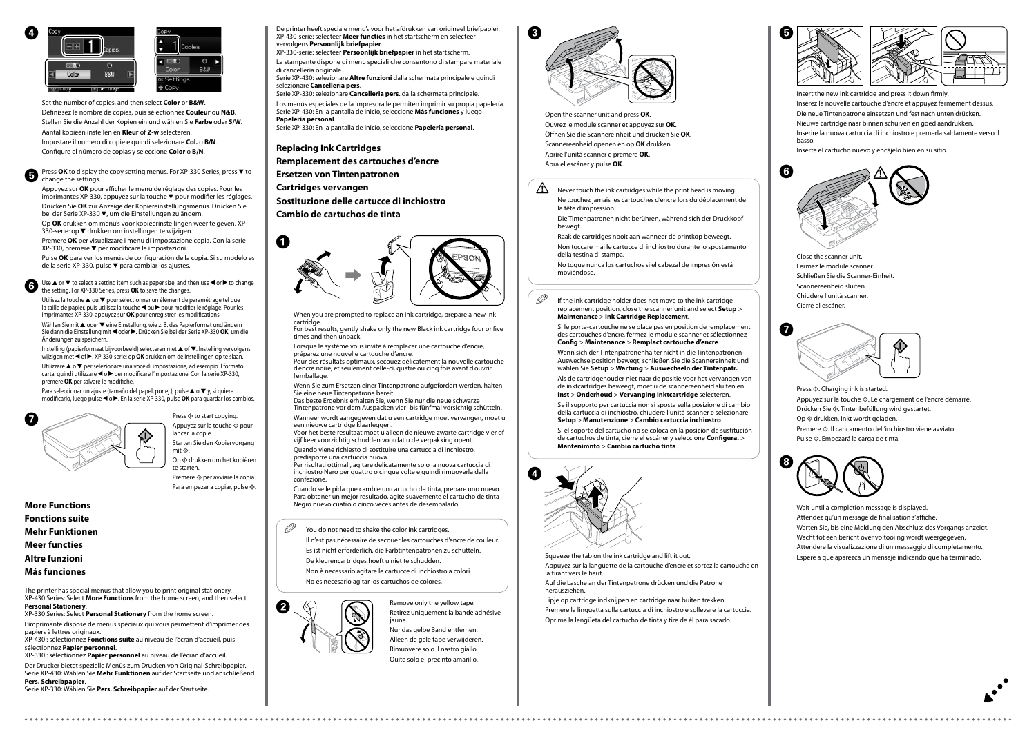**4**

Set the number of copies, and then select **Color** or **B&W**.

Définissez le nombre de copies, puis sélectionnez **Couleur** ou **N&B**.

Stellen Sie die Anzahl der Kopien ein und wählen Sie **Farbe** oder **S/W**.

Aantal kopieën instellen en **Kleur** of **Z-w** selecteren.

Impostare il numero di copie e quindi selezionare **Col.** o **B/N**.

Configure el número de copias y seleccione **Color** o **B/N**.

**5**

Press **OK** to display the copy setting menus. For XP-330 Series, press ▼ to change the settings.

Appuyez sur **OK** pour afficher le menu de réglage des copies. Pour les imprimantes XP-330, appuyez sur la touche ▼ pour modifier les réglages.

Drücken Sie **OK** zur Anzeige der Kopiereinstellungsmenüs. Drücken Sie bei der Serie XP-330 ▼, um die Einstellungen zu ändern.

Op **OK** drukken om menu's voor kopieerinstellingen weer te geven. XP-330-serie: op ▼ drukken om instellingen te wijzigen.

Premere **OK** per visualizzare i menu di impostazione copia. Con la serie XP-330, premere ▼ per modificare le impostazioni.

Pulse **OK** para ver los menús de configuración de la copia. Si su modelo es de la serie XP-330, pulse ▼ para cambiar los ajustes.

**6**

Use ▲ or ▼ to select a setting item such as paper size, and then use ◀ or ▶ to change the setting. For XP-330 Series, press **OK** to save the changes.

Utilisez la touche ▲ ou ▼ pour sélectionner un élément de paramétrage tel que la taille de papier, puis utilisez la touche ◀ ou ▶ pour modifier le réglage. Pour les imprimantes XP-330, appuyez sur **OK** pour enregistrer les modifications.

Wählen Sie mit ▲ oder ▼ eine Einstellung, wie z. B. das Papierformat und ändern Sie dann die Einstellung mit ◀ oder ▶. Drücken Sie bei der Serie XP-330 **OK**, um die Änderungen zu speichern.

Instelling (papierformaat bijvoorbeeld) selecteren met ▲ of ▼. Instelling vervolgens wijzigen met ◀ of ▶. XP-330-serie: op **OK** drukken om de instellingen op te slaan.

Utilizzare ▲ o ▼ per selezionare una voce di impostazione, ad esempio il formato carta, quindi utilizzare ◀ o ▶ per modificare l'impostazione. Con la serie XP-330, premere **OK** per salvare le modifiche.

Para seleccionar un ajuste (tamaño del papel, por ej.), pulse ▲ o ▼ y, si quiere modificarlo, luego pulse ◀ o ▶. En la serie XP-330, pulse **OK** para guardar los cambios.

**7**

Press ◇ to start copying.

Appuyez sur la touche ◇ pour lancer la copie.

Starten Sie den Kopiervorgang mit ◇.

Op ◇ drukken om het kopiëren te starten.

Premere ◇ per avviare la copia.

Para empezar a copiar, pulse ◇.

## More Functions
## Fonctions suite
## Mehr Funktionen
## Meer functies
## Altre funzioni
## Más funciones

The printer has special menus that allow you to print original stationery.
XP-430 Series: Select **More Functions** from the home screen, and then select **Personal Stationery**.
XP-330 Series: Select **Personal Stationery** from the home screen.

L'imprimante dispose de menus spéciaux qui vous permettent d'imprimer des papiers à lettres originaux.
XP-430 : sélectionnez **Fonctions suite** au niveau de l'écran d'accueil, puis sélectionnez **Papier personnel**.
XP-330 : sélectionnez **Papier personnel** au niveau de l'écran d'accueil.

Der Drucker bietet spezielle Menüs zum Drucken von Original-Schreibpapier.
Serie XP-430: Wählen Sie **Mehr Funktionen** auf der Startseite und anschließend **Pers. Schreibpapier**.
Serie XP-330: Wählen Sie **Pers. Schreibpapier** auf der Startseite.

De printer heeft speciale menu's voor het afdrukken van origineel briefpapier.
XP-430-serie: selecteer **Meer functies** in het startscherm en selecteer vervolgens **Persoonlijk briefpapier**.
XP-330-serie: selecteer **Persoonlijk briefpapier** in het startscherm.

La stampante dispone di menu speciali che consentono di stampare materiale di cancelleria originale.
Serie XP-430: selezionare **Altre funzioni** dalla schermata principale e quindi selezionare **Cancelleria pers**.
Serie XP-330: selezionare **Cancelleria pers**. dalla schermata principale.

Los menús especiales de la impresora le permiten imprimir su propia papelería.
Serie XP-430: En la pantalla de inicio, seleccione **Más funciones** y luego **Papelería personal**.
Serie XP-330: En la pantalla de inicio, seleccione **Papelería personal**.

## Replacing Ink Cartridges
## Remplacement des cartouches d'encre
## Ersetzen von Tintenpatronen
## Cartridges vervangen
## Sostituzione delle cartucce di inchiostro
## Cambio de cartuchos de tinta

**1**

When you are prompted to replace an ink cartridge, prepare a new ink cartridge.
For best results, gently shake only the new Black ink cartridge four or five times and then unpack.

Lorsque le système vous invite à remplacer une cartouche d'encre, préparez une nouvelle cartouche d'encre.
Pour des résultats optimaux, secouez délicatement la nouvelle cartouche d'encre noire, et seulement celle-ci, quatre ou cinq fois avant d'ouvrir l'emballage.

Wenn Sie zum Ersetzen einer Tintenpatrone aufgefordert werden, halten Sie eine neue Tintenpatrone bereit.
Das beste Ergebnis erhalten Sie, wenn Sie nur die neue schwarze Tintenpatrone vor dem Auspacken vier- bis fünfmal vorsichtig schütteln.

Wanneer wordt aangegeven dat u een cartridge moet vervangen, moet u een nieuwe cartridge klaarleggen.
Voor het beste resultaat moet u alleen de nieuwe zwarte cartridge vier of vijf keer voorzichtig schudden voordat u de verpakking opent.

Quando viene richiesto di sostituire una cartuccia di inchiostro, predisporre una cartuccia nuova.
Per risultati ottimali, agitare delicatamente solo la nuova cartuccia di inchiostro Nero per quattro o cinque volte e quindi rimuoverla dalla confezione.

Cuando se le pida que cambie un cartucho de tinta, prepare uno nuevo.
Para obtener un mejor resultado, agite suavemente el cartucho de tinta Negro nuevo cuatro o cinco veces antes de desembalarlo.

You do not need to shake the color ink cartridges.

Il n'est pas nécessaire de secouer les cartouches d'encre de couleur.

Es ist nicht erforderlich, die Farbtintenpatronen zu schütteln.

De kleurencartridges hoeft u niet te schudden.

Non è necessario agitare le cartucce di inchiostro a colori.

No es necesario agitar los cartuchos de colores.

**2**

Remove only the yellow tape.

Retirez uniquement la bande adhésive jaune.

Nur das gelbe Band entfernen.

Alleen de gele tape verwijderen.

Rimuovere solo il nastro giallo.

Quite solo el precinto amarillo.

**3**

Open the scanner unit and press **OK**.

Ouvrez le module scanner et appuyez sur **OK**.

Öffnen Sie die Scannereinheit und drücken Sie **OK**.

Scannereenheid openen en op **OK** drukken.

Aprire l'unità scanner e premere **OK**.

Abra el escáner y pulse **OK**.

Never touch the ink cartridges while the print head is moving.

Ne touchez jamais les cartouches d'encre lors du déplacement de la tête d'impression.

Die Tintenpatronen nicht berühren, während sich der Druckkopf bewegt.

Raak de cartridges nooit aan wanneer de printkop beweegt.

Non toccare mai le cartucce di inchiostro durante lo spostamento della testina di stampa.

No toque nunca los cartuchos si el cabezal de impresión está moviéndose.

If the ink cartridge holder does not move to the ink cartridge replacement position, close the scanner unit and select **Setup** > **Maintenance** > **Ink Cartridge Replacement**.

Si le porte-cartouche ne se place pas en position de remplacement des cartouches d'encre, fermez le module scanner et sélectionnez **Config** > **Maintenance** > **Remplact cartouche d'encre**.

Wenn sich der Tintenpatronenhalter nicht in die Tintenpatronen-Auswechselposition bewegt, schließen Sie die Scannereinheit und wählen Sie **Setup** > **Wartung** > **Auswechseln der Tintenpatr.**

Als de cartridgehouder niet naar de positie voor het vervangen van de inktcartridges beweegt, moet u de scannereenheid sluiten en **Inst** > **Onderhoud** > **Vervanging inktcartridge** selecteren.

Se il supporto per cartuccia non si sposta sulla posizione di cambio della cartuccia di inchiostro, chiudere l'unità scanner e selezionare **Setup** > **Manutenzione** > **Cambio cartuccia inchiostro**.

Si el soporte del cartucho no se coloca en la posición de sustitución de cartuchos de tinta, cierre el escáner y seleccione **Configura.** > **Mantenimnto** > **Cambio cartucho tinta**.

**4**

Squeeze the tab on the ink cartridge and lift it out.

Appuyez sur la languette de la cartouche d'encre et sortez la cartouche en la tirant vers le haut.

Auf die Lasche an der Tintenpatrone drücken und die Patrone herausziehen.

Lipje op cartridge indknijpen en cartridge naar buiten trekken.

Premere la linguetta sulla cartuccia di inchiostro e sollevare la cartuccia.

Oprima la lengüeta del cartucho de tinta y tire de él para sacarlo.

**5**

Insert the new ink cartridge and press it down firmly.

Insérez la nouvelle cartouche d'encre et appuyez fermement dessus.

Die neue Tintenpatrone einsetzen und fest nach unten drücken.

Nieuwe cartridge naar binnen schuiven en goed aandrukken.

Inserire la nuova cartuccia di inchiostro e premerla saldamente verso il basso.

Inserte el cartucho nuevo y encájelo bien en su sitio.

**6**

Close the scanner unit.

Fermez le module scanner.

Schließen Sie die Scanner-Einheit.

Scannereenheid sluiten.

Chiudere l'unità scanner.

Cierre el escáner.

**7**

Press ◇. Charging ink is started.

Appuyez sur la touche ◇. Le chargement de l'encre démarre.

Drücken Sie ◇. Tintenbefüllung wird gestartet.

Op ◇ drukken. Inkt wordt geladen.

Premere ◇. Il caricamento dell'inchiostro viene avviato.

Pulse ◇. Empezará la carga de tinta.

**8**

Wait until a completion message is displayed.

Attendez qu'un message de finalisation s'affiche.

Warten Sie, bis eine Meldung den Abschluss des Vorgangs anzeigt.

Wacht tot een bericht over voltooiing wordt weergegeven.

Attendere la visualizzazione di un messaggio di completamento.

Espere a que aparezca un mensaje indicando que ha terminado.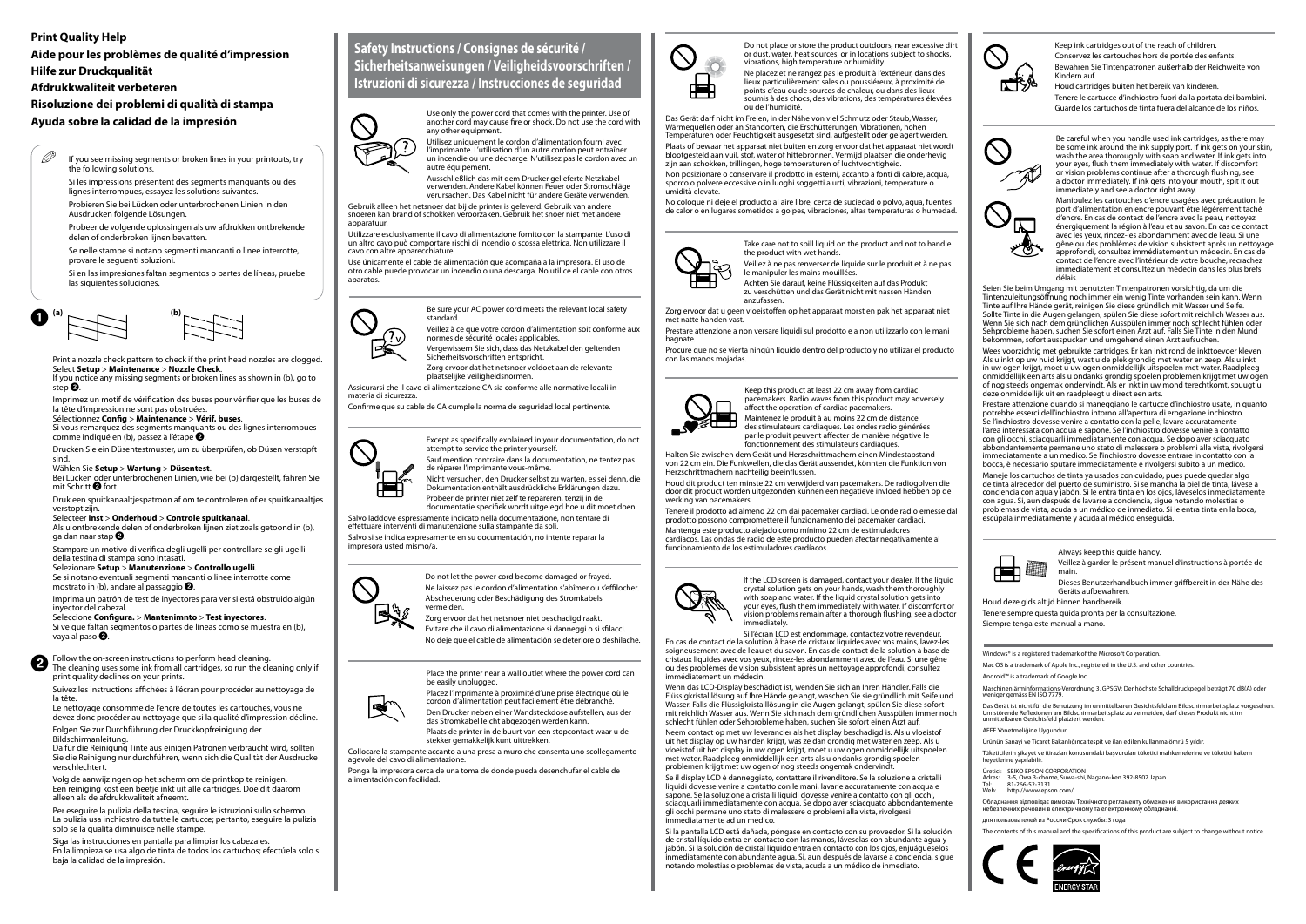## Print Quality Help
## Aide pour les problèmes de qualité d'impression
## Hilfe zur Druckqualität
## Afdrukkwaliteit verbeteren
## Risoluzione dei problemi di qualità di stampa
## Ayuda sobre la calidad de la impresión

If you see missing segments or broken lines in your printouts, try the following solutions.

Si les impressions présentent des segments manquants ou des lignes interrompues, essayez les solutions suivantes.

Probieren Sie bei Lücken oder unterbrochenen Linien in den Ausdrucken folgende Lösungen.

Probeer de volgende oplossingen als uw afdrukken ontbrekende delen of onderbroken lijnen bevatten.

Se nelle stampe si notano segmenti mancanti o linee interrotte, provare le seguenti soluzioni.

Si en las impresiones faltan segmentos o partes de líneas, pruebe las siguientes soluciones.

**1** (a) (b)

Print a nozzle check pattern to check if the print head nozzles are clogged.
Select **Setup** > **Maintenance** > **Nozzle Check**.
If you notice any missing segments or broken lines as shown in (b), go to step **2**.

Imprimez un motif de vérification des buses pour vérifier que les buses de la tête d'impression ne sont pas obstruées.
Sélectionnez **Config** > **Maintenance** > **Vérif. buses**.
Si vous remarquez des segments manquants ou des lignes interrompues comme indiqué en (b), passez à l'étape **2**.

Drucken Sie ein Düsentestmuster, um zu überprüfen, ob Düsen verstopft sind.
Wählen Sie **Setup** > **Wartung** > **Düsentest**.
Bei Lücken oder unterbrochenen Linien, wie bei (b) dargestellt, fahren Sie mit Schritt **2** fort.

Druk een spuitkanaaltjespatroon af om te controleren of er spuitkanaaltjes verstopt zijn.
Selecteer **Inst** > **Onderhoud** > **Controle spuitkanaal**.
Als u ontbrekende delen of onderbroken lijnen ziet zoals getoond in (b), ga dan naar stap **2**.

Stampare un motivo di verifica degli ugelli per controllare se gli ugelli della testina di stampa sono intasati.
Selezionare **Setup** > **Manutenzione** > **Controllo ugelli**.
Se si notano eventuali segmenti mancanti o linee interrotte come mostrato in (b), andare al passaggio **2**.

Imprima un patrón de test de inyectores para ver si está obstruido algún inyector del cabezal.
Seleccione **Configura.** > **Mantenimnto** > **Test inyectores**.
Si ve que faltan segmentos o partes de líneas como se muestra en (b), vaya al paso **2**.

**2** Follow the on-screen instructions to perform head cleaning.
The cleaning uses some ink from all cartridges, so run the cleaning only if print quality declines on your prints.

Suivez les instructions affichées à l'écran pour procéder au nettoyage de la tête.
Le nettoyage consomme de l'encre de toutes les cartouches, vous ne devez donc procéder au nettoyage que si la qualité d'impression décline.

Folgen Sie zur Durchführung der Druckkopfreinigung der Bildschirmanleitung.
Da für die Reinigung Tinte aus einigen Patronen verbraucht wird, sollten Sie die Reinigung nur durchführen, wenn sich die Qualität der Ausdrucke verschlechtert.

Volg de aanwijzingen op het scherm om de printkop te reinigen.
Een reiniging kost een beetje inkt uit alle cartridges. Doe dit daarom alleen als de afdrukkwaliteit afneemt.

Per eseguire la pulizia della testina, seguire le istruzioni sullo schermo.
La pulizia usa inchiostro da tutte le cartucce; pertanto, eseguire la pulizia solo se la qualità diminuisce nelle stampe.

Siga las instrucciones en pantalla para limpiar los cabezales.
En la limpieza se usa algo de tinta de todos los cartuchos; efectúela solo si baja la calidad de la impresión.

## Safety Instructions / Consignes de sécurité / Sicherheitsanweisungen / Veiligheidsvoorschriften / Istruzioni di sicurezza / Instrucciones de seguridad

Use only the power cord that comes with the printer. Use of another cord may cause fire or shock. Do not use the cord with any other equipment.

Utilisez uniquement le cordon d'alimentation fourni avec l'imprimante. L'utilisation d'un autre cordon peut entraîner un incendie ou une décharge. N'utilisez pas le cordon avec un autre équipement.

Ausschließlich das mit dem Drucker gelieferte Netzkabel verwenden. Andere Kabel können Feuer oder Stromschläge verursachen. Das Kabel nicht für andere Geräte verwenden.

Gebruik alleen het netsnoer dat bij de printer is geleverd. Gebruik van andere snoeren kan brand of schokken veroorzaken. Gebruik het snoer niet met andere apparatuur.

Utilizzare esclusivamente il cavo di alimentazione fornito con la stampante. L'uso di un altro cavo può comportare rischi di incendio o scossa elettrica. Non utilizzare il cavo con altre apparecchiature.

Use únicamente el cable de alimentación que acompaña a la impresora. El uso de otro cable puede provocar un incendio o una descarga. No utilice el cable con otros aparatos.

Be sure your AC power cord meets the relevant local safety standard.

Veillez à ce que votre cordon d'alimentation soit conforme aux normes de sécurité locales applicables.

Vergewissern Sie sich, dass das Netzkabel den geltenden Sicherheitsvorschriften entspricht.

Zorg ervoor dat het netsnoer voldoet aan de relevante plaatselijke veiligheidsnormen.

Assicurarsi che il cavo di alimentazione CA sia conforme alle normative locali in materia di sicurezza.

Confirme que su cable de CA cumple la norma de seguridad local pertinente.

Except as specifically explained in your documentation, do not attempt to service the printer yourself.

Sauf mention contraire dans la documentation, ne tentez pas de réparer l'imprimante vous-même.

Nicht versuchen, den Drucker selbst zu warten, es sei denn, die Dokumentation enthält ausdrückliche Erklärungen dazu.

Probeer de printer niet zelf te repareren, tenzij in de documentatie specifiek wordt uitgelegd hoe u dit moet doen.

Salvo laddove espressamente indicato nella documentazione, non tentare di effettuare interventi di manutenzione sulla stampante da soli.

Salvo si se indica expresamente en su documentación, no intente reparar la impresora usted mismo/a.

Do not let the power cord become damaged or frayed.

Ne laissez pas le cordon d'alimentation s'abîmer ou s'effilocher.

Abscheuerung oder Beschädigung des Stromkabels vermeiden.

Zorg ervoor dat het netsnoer niet beschadigd raakt.

Evitare che il cavo di alimentazione si danneggi o si sfilacci.

No deje que el cable de alimentación se deteriore o deshilache.

Place the printer near a wall outlet where the power cord can be easily unplugged.

Placez l'imprimante à proximité d'une prise électrique où le cordon d'alimentation peut facilement être débranché.

Den Drucker neben einer Wandsteckdose aufstellen, aus der das Stromkabel leicht abgezogen werden kann.

Plaats de printer in de buurt van een stopcontact waar u de stekker gemakkelijk kunt uittrekken.

Collocare la stampante accanto a una presa a muro che consenta uno scollegamento agevole del cavo di alimentazione.

Ponga la impresora cerca de una toma de donde pueda desenchufar el cable de alimentación con facilidad.

Do not place or store the product outdoors, near excessive dirt or dust, water, heat sources, or in locations subject to shocks, vibrations, high temperature or humidity.

Ne placez et ne rangez pas le produit à l'extérieur, dans des lieux particulièrement sales ou poussiéreux, à proximité de points d'eau ou de sources de chaleur, ou dans des lieux soumis à des chocs, des vibrations, des températures élevées ou de l'humidité.

Das Gerät darf nicht im Freien, in der Nähe von viel Schmutz oder Staub, Wasser, Wärmequellen oder an Standorten, die Erschütterungen, Vibrationen, hohen Temperaturen oder Feuchtigkeit ausgesetzt sind, aufgestellt oder gelagert werden.

Plaats of bewaar het apparaat niet buiten en zorg ervoor dat het apparaat niet wordt blootgesteld aan vuil, stof, water of hittebronnen. Vermijd plaatsen die onderhevig zijn aan schokken, trillingen, hoge temperaturen of luchtvochtigheid.

Non posizionare o conservare il prodotto in esterni, accanto a fonti di calore, acqua, sporco o polvere eccessive o in luoghi soggetti a urti, vibrazioni, temperature o umidità elevate.

No coloque ni deje el producto al aire libre, cerca de suciedad o polvo, agua, fuentes de calor o en lugares sometidos a golpes, vibraciones, altas temperaturas o humedad.

Take care not to spill liquid on the product and not to handle the product with wet hands.

Veillez à ne pas renverser de liquide sur le produit et à ne pas le manipuler les mains mouillées.

Achten Sie darauf, keine Flüssigkeiten auf das Produkt zu verschütten und das Gerät nicht mit nassen Händen anzufassen.

Zorg ervoor dat u geen vloeistoffen op het apparaat morst en pak het apparaat niet met natte handen vast.

Prestare attenzione a non versare liquidi sul prodotto e a non utilizzarlo con le mani bagnate.

Procure que no se vierta ningún líquido dentro del producto y no utilizar el producto con las manos mojadas.

Keep this product at least 22 cm away from cardiac pacemakers. Radio waves from this product may adversely affect the operation of cardiac pacemakers.

Maintenez le produit à au moins 22 cm de distance des stimulateurs cardiaques. Les ondes radio générées par le produit peuvent affecter de manière négative le fonctionnement des stimulateurs cardiaques.

Halten Sie zwischen dem Gerät und Herzschrittmachern einen Mindestabstand von 22 cm ein. Die Funkwellen, die das Gerät aussendet, könnten die Funktion von Herzschrittmachern nachteilig beeinflussen.

Houd dit product ten minste 22 cm verwijderd van pacemakers. De radiogolven die door dit product worden uitgezonden kunnen een negatieve invloed hebben op de werking van pacemakers.

Tenere il prodotto ad almeno 22 cm dai pacemaker cardiaci. Le onde radio emesse dal prodotto possono compromettere il funzionamento dei pacemaker cardiaci.

Mantenga este producto alejado como mínimo 22 cm de estimuladores cardíacos. Las ondas de radio de este producto pueden afectar negativamente al funcionamiento de los estimuladores cardíacos.

If the LCD screen is damaged, contact your dealer. If the liquid crystal solution gets on your hands, wash them thoroughly with soap and water. If the liquid crystal solution gets into your eyes, flush them immediately with water. If discomfort or vision problems remain after a thorough flushing, see a doctor immediately.

Si l'écran LCD est endommagé, contactez votre revendeur. En cas de contact de la solution à base de cristaux liquides avec vos mains, lavez-les soigneusement avec de l'eau et du savon. En cas de contact de la solution à base de cristaux liquides avec vos yeux, rincez-les abondamment avec de l'eau. Si une gêne ou des problèmes de vision subsistent après un nettoyage approfondi, consultez immédiatement un médecin.

Wenn das LCD-Display beschädigt ist, wenden Sie sich an Ihren Händler. Falls die Flüssigkristalllösung auf Ihre Hände gelangt, waschen Sie sie gründlich mit Seife und Wasser. Falls die Flüssigkristalllösung in die Augen gelangt, spülen Sie diese sofort mit reichlich Wasser aus. Wenn Sie sich nach dem gründlichen Ausspülen immer noch schlecht fühlen oder Sehprobleme haben, suchen Sie sofort einen Arzt auf.

Neem contact op met uw leverancier als het display beschadigd is. Als u vloeistof uit het display in uw handen krijgt, was ze dan grondig met water en zeep. Als u vloeistof uit het display in uw ogen krijgt, moet u uw ogen onmiddellijk uitspoelen met water. Raadpleeg onmiddellijk een arts als u ondanks grondig spoelen problemen krijgt met uw ogen of nog steeds ongemak ondervindt.

Se il display LCD è danneggiato, contattare il rivenditore. Se la soluzione a cristalli liquidi dovesse venire a contatto con le mani, lavarle accuratamente con acqua e sapone. Se la soluzione a cristalli liquidi dovesse venire a contatto con gli occhi, sciacquarli immediatamente con acqua. Se dopo aver sciacquato abbondantemente gli occhi permane uno stato di malessere o problemi alla vista, rivolgersi immediatamente ad un medico.

Si la pantalla LCD está dañada, póngase en contacto con su proveedor. Si la solución de cristal líquido entra en contacto con las manos, láveselas con abundante agua y jabón. Si la solución de cristal líquido entra en contacto con los ojos, enjuáguoselos inmediatamente con abundante agua. Si, aun después de lavarse a conciencia, sigue notando molestias o problemas de vista, acuda a un médico de inmediato.

Keep ink cartridges out of the reach of children.

Conservez les cartouches hors de portée des enfants.

Bewahren Sie Tintenpatronen außerhalb der Reichweite von Kindern auf.

Houd cartridges buiten het bereik van kinderen.

Tenere le cartucce d'inchiostro fuori dalla portata dei bambini.

Guarde los cartuchos de tinta fuera del alcance de los niños.

Be careful when you handle used ink cartridges, as there may be some ink around the ink supply port. If ink gets on your skin, wash the area thoroughly with soap and water. If ink gets into your eyes, flush them immediately with water. If discomfort or vision problems continue after a thorough flushing, see a doctor immediately. If ink gets into your mouth, spit it out immediately and see a doctor right away.

Manipulez les cartouches d'encre usagées avec précaution, le port d'alimentation en encre pouvant être légèrement taché d'encre. En cas de contact de l'encre avec la peau, nettoyez énergiquement la région à l'eau et au savon. En cas de contact avec les yeux, rincez-les abondamment avec de l'eau. Si une gêne ou des problèmes de vision subsistent après un nettoyage approfondi, consultez immédiatement un médecin. En cas de contact de l'encre avec l'intérieur de votre bouche, recrachez immédiatement et consultez un médecin dans les plus brefs délais.

Seien Sie beim Umgang mit benutzten Tintenpatronen vorsichtig, da um die Tintenzuleitungsöffnung noch immer ein wenig Tinte vorhanden sein kann. Wenn Tinte auf Ihre Hände gerät, reinigen Sie diese gründlich mit Wasser und Seife. Sollte Tinte in die Augen gelangen, spülen Sie diese sofort mit reichlich Wasser aus. Wenn Sie sich nach dem gründlichen Ausspülen immer noch schlecht fühlen oder Sehprobleme haben, suchen Sie sofort einen Arzt auf. Falls Sie Tinte in den Mund bekommen, sofort ausspucken und umgehend einen Arzt aufsuchen.

Wees voorzichtig met gebruikte cartridges. Er kan inkt rond de inkttoevoer kleven. Als u inkt op uw huid krijgt, wast u de plek grondig met water en zeep. Als u inkt in uw ogen krijgt, moet u uw ogen onmiddellijk uitspoelen met water. Raadpleeg onmiddellijk een arts als u ondanks grondig spoelen problemen krijgt met uw ogen of nog steeds ongemak ondervindt. Als er inkt in uw mond terechtkomt, spuugt u deze onmiddellijk uit en raadpleegt u direct een arts.

Prestare attenzione quando si maneggiano le cartucce d'inchiostro usate, in quanto potrebbe esserci dell'inchiostro intorno all'apertura di erogazione inchiostro. Se l'inchiostro dovesse venire a contatto con la pelle, lavare accuratamente l'area interessata con acqua e sapone. Se l'inchiostro dovesse venire a contatto con gli occhi, sciacquarli immediatamente con acqua. Se dopo aver sciacquato abbondantemente permane uno stato di malessere o problemi alla vista, rivolgersi immediatamente a un medico. Se l'inchiostro dovesse entrare in contatto con la bocca, è necessario sputare immediatamente e rivolgersi subito a un medico.

Maneje los cartuchos de tinta ya usados con cuidado, pues puede quedar algo de tinta alrededor del puerto de suministro. Si le mancha la piel de tinta, lávese a conciencia con agua y jabón. Si le entra tinta en los ojos, láveselos inmediatamente con agua. Si, aun después de lavarse a conciencia, sigue notando molestias o problemas de vista, acuda a un médico de inmediato. Si le entra tinta en la boca, escúpala inmediatamente y acuda al médico enseguida.

Always keep this guide handy.

Veillez à garder le présent manuel d'instructions à portée de main.

Dieses Benutzerhandbuch immer griffbereit in der Nähe des Geräts aufbewahren.

Houd deze gids altijd binnen handbereik.

Tenere sempre questa guida pronta per la consultazione.

Siempre tenga este manual a mano.

---

Windows® is a registered trademark of the Microsoft Corporation.

Mac OS is a trademark of Apple Inc., registered in the U.S. and other countries.

Android™ is a trademark of Google Inc.

Maschinenlärminformations-Verordnung 3. GPSGV: Der höchste Schalldruckpegel beträgt 70 dB(A) oder weniger gemäss EN ISO 7779.

Das Gerät ist nicht für die Benutzung im unmittelbaren Gesichtsfeld am Bildschirmarbeitsplatz vorgesehen. Um störende Reflexionen am Bildschirmarbeitsplatz zu vermeiden, darf dieses Produkt nicht im unmittelbaren Gesichtsfeld platziert werden.

AEEE Yönetmeliğine Uygundur.

Ürünün Sanayi ve Ticaret Bakanlığınca tespit ve ilan edilen kullanma ömrü 5 yıldır.

Tüketicilerin şikayet ve itirazları konusundaki başvuruları tüketici mahkemelerine ve tüketici hakem heyetlerine yapılabilir.

Üretici: SEIKO EPSON CORPORATION
Adres: 3-5, Owa 3-chome, Suwa-shi, Nagano-ken 392-8502 Japan
Tel: 81-266-52-3131
Web: http://www.epson.com/

Обладнання відповідає вимогам Технічного регламенту обмеження використання деяких небезпечних речовин в електричному та електронному обладнанні.

для пользователей из России Срок службы: 3 года

The contents of this manual and the specifications of this product are subject to change without notice.

ENERGY STAR